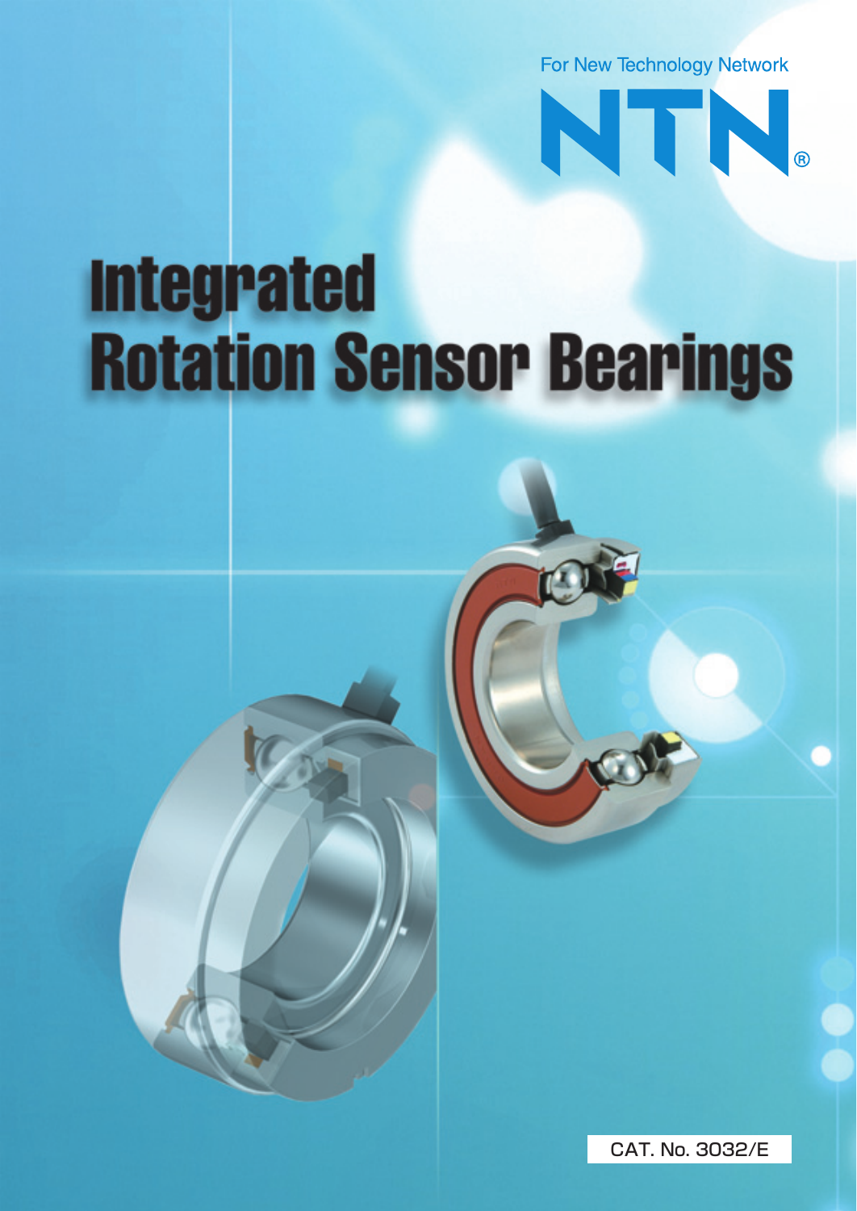For New Technology Network

NTN®

# Integrated Rotation Sensor Bearings

CAT. No. 3032/E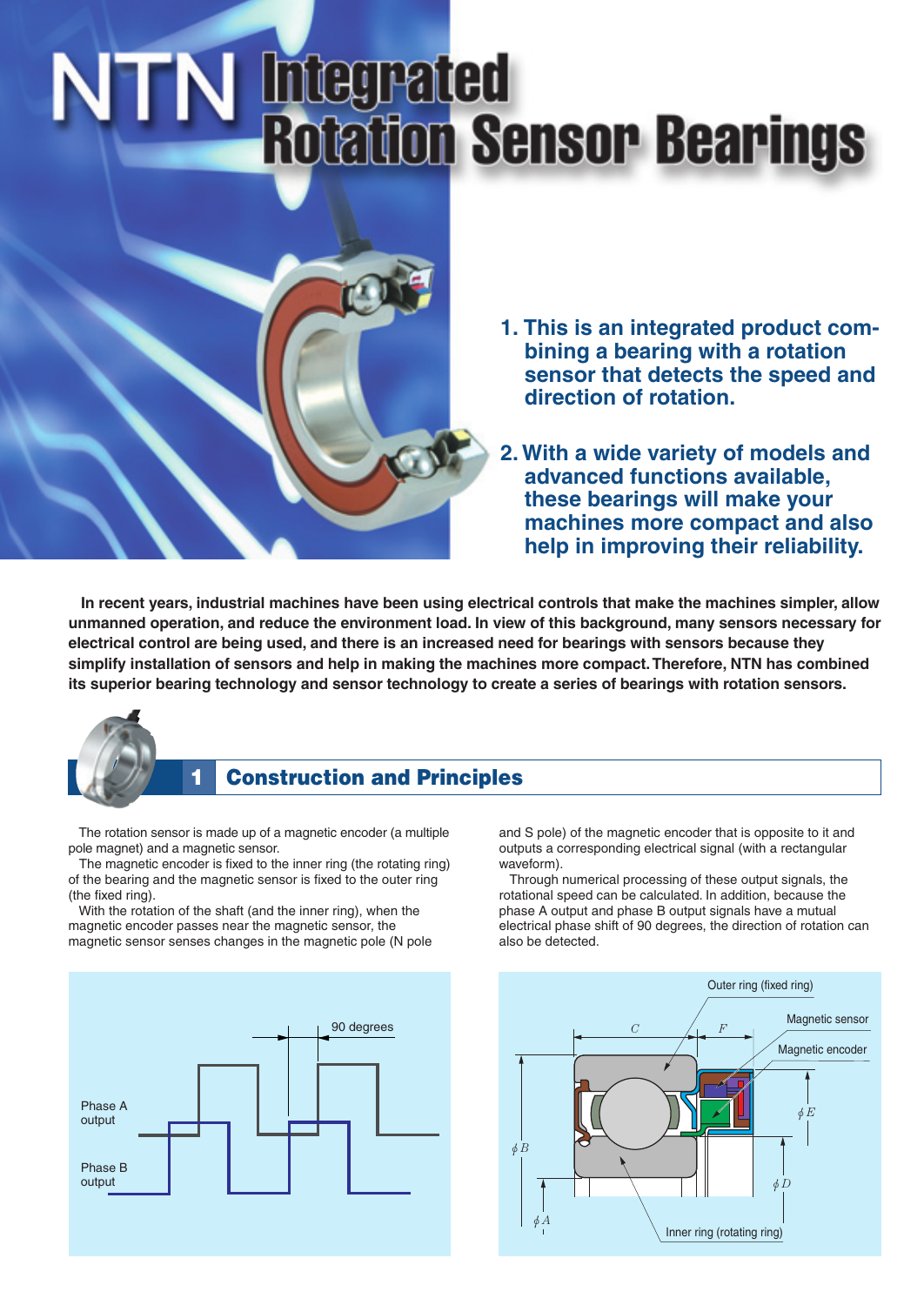# NTN Integrated Rotation Sensor Bearings

**1. This is an integrated product combining a bearing with a rotation sensor that detects the speed and direction of rotation.**

**2. With a wide variety of models and advanced functions available, these bearings will make your machines more compact and also help in improving their reliability.**

**In recent years, industrial machines have been using electrical controls that make the machines simpler, allow unmanned operation, and reduce the environment load. In view of this background, many sensors necessary for electrical control are being used, and there is an increased need for bearings with sensors because they simplify installation of sensors and help in making the machines more compact. Therefore, NTN has combined its superior bearing technology and sensor technology to create a series of bearings with rotation sensors.**

## 1 Construction and Principles

The rotation sensor is made up of a magnetic encoder (a multiple pole magnet) and a magnetic sensor.

The magnetic encoder is fixed to the inner ring (the rotating ring) of the bearing and the magnetic sensor is fixed to the outer ring (the fixed ring).

With the rotation of the shaft (and the inner ring), when the magnetic encoder passes near the magnetic sensor, the magnetic sensor senses changes in the magnetic pole (N pole and S pole) of the magnetic encoder that is opposite to it and outputs a corresponding electrical signal (with a rectangular waveform).

Through numerical processing of these output signals, the rotational speed can be calculated. In addition, because the phase A output and phase B output signals have a mutual electrical phase shift of 90 degrees, the direction of rotation can also be detected.

90 degrees

Phase A output

Phase B output

Outer ring (fixed ring)

Magnetic sensor

Magnetic encoder

Inner ring (rotating ring)

$C$, $F$, $\phi B$, $\phi A$, $\phi E$, $\phi D$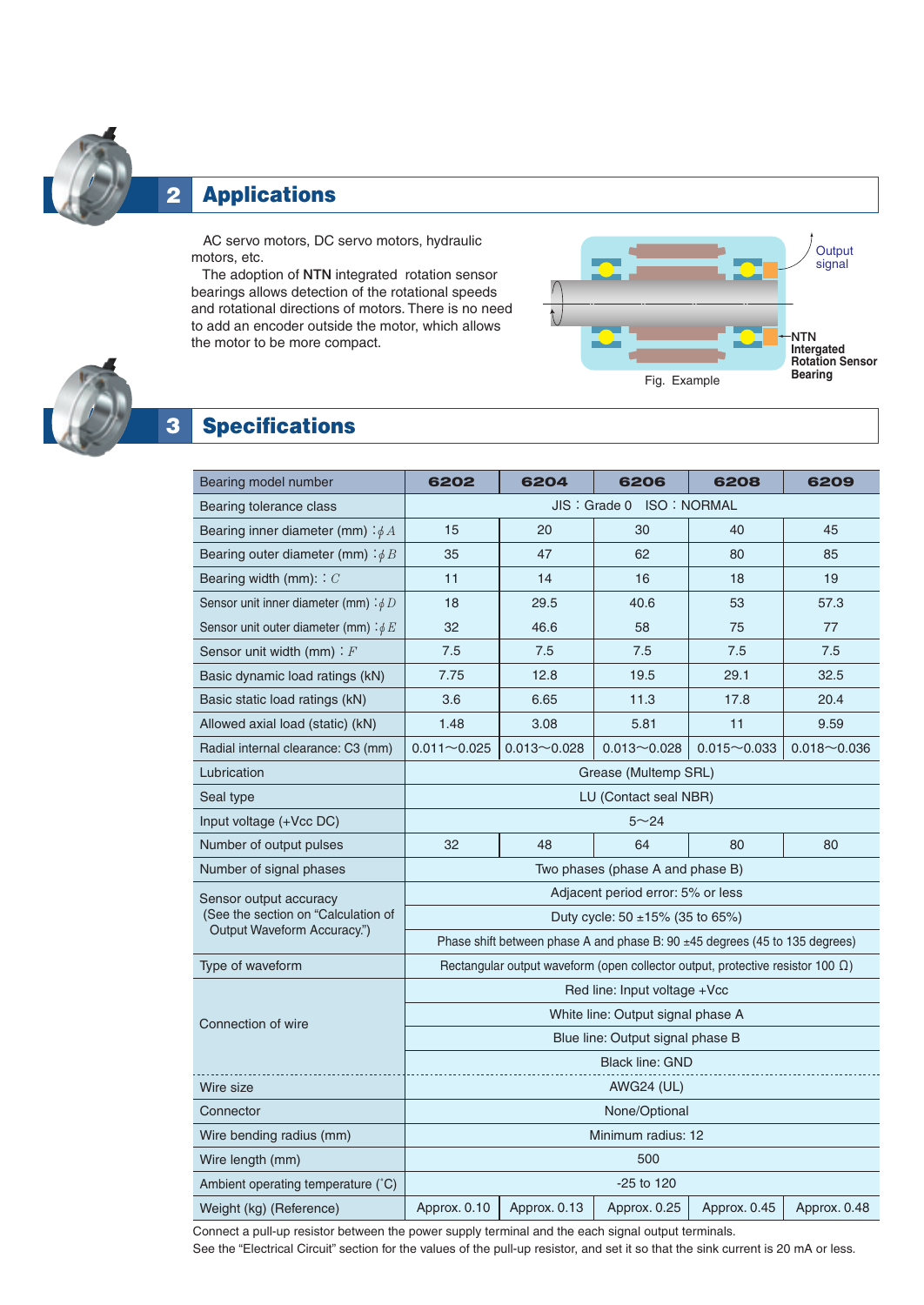## 2 Applications

AC servo motors, DC servo motors, hydraulic motors, etc.

The adoption of **NTN** integrated rotation sensor bearings allows detection of the rotational speeds and rotational directions of motors. There is no need to add an encoder outside the motor, which allows the motor to be more compact.

Output signal

**NTN Intergated Rotation Sensor Bearing**

Fig. Example

## 3 Specifications

| Bearing model number | 6202 | 6204 | 6206 | 6208 | 6209 |
|---|---|---|---|---|---|
| Bearing tolerance class | JIS：Grade 0 ISO：NORMAL | | | | |
| Bearing inner diameter (mm) :$\phi A$ | 15 | 20 | 30 | 40 | 45 |
| Bearing outer diameter (mm) :$\phi B$ | 35 | 47 | 62 | 80 | 85 |
| Bearing width (mm): : $C$ | 11 | 14 | 16 | 18 | 19 |
| Sensor unit inner diameter (mm) :$\phi D$ | 18 | 29.5 | 40.6 | 53 | 57.3 |
| Sensor unit outer diameter (mm) :$\phi E$ | 32 | 46.6 | 58 | 75 | 77 |
| Sensor unit width (mm) : $F$ | 7.5 | 7.5 | 7.5 | 7.5 | 7.5 |
| Basic dynamic load ratings (kN) | 7.75 | 12.8 | 19.5 | 29.1 | 32.5 |
| Basic static load ratings (kN) | 3.6 | 6.65 | 11.3 | 17.8 | 20.4 |
| Allowed axial load (static) (kN) | 1.48 | 3.08 | 5.81 | 11 | 9.59 |
| Radial internal clearance: C3 (mm) | 0.011～0.025 | 0.013～0.028 | 0.013～0.028 | 0.015～0.033 | 0.018～0.036 |
| Lubrication | Grease (Multemp SRL) | | | | |
| Seal type | LU (Contact seal NBR) | | | | |
| Input voltage (+Vcc DC) | 5～24 | | | | |
| Number of output pulses | 32 | 48 | 64 | 80 | 80 |
| Number of signal phases | Two phases (phase A and phase B) | | | | |
| Sensor output accuracy (See the section on "Calculation of Output Waveform Accuracy.") | Adjacent period error: 5% or less | | | | |
| | Duty cycle: 50 ±15% (35 to 65%) | | | | |
| | Phase shift between phase A and phase B: 90 ±45 degrees (45 to 135 degrees) | | | | |
| Type of waveform | Rectangular output waveform (open collector output, protective resistor 100 Ω) | | | | |
| Connection of wire | Red line: Input voltage +Vcc | | | | |
| | White line: Output signal phase A | | | | |
| | Blue line: Output signal phase B | | | | |
| | Black line: GND | | | | |
| Wire size | AWG24 (UL) | | | | |
| Connector | None/Optional | | | | |
| Wire bending radius (mm) | Minimum radius: 12 | | | | |
| Wire length (mm) | 500 | | | | |
| Ambient operating temperature (˚C) | -25 to 120 | | | | |
| Weight (kg) (Reference) | Approx. 0.10 | Approx. 0.13 | Approx. 0.25 | Approx. 0.45 | Approx. 0.48 |

Connect a pull-up resistor between the power supply terminal and the each signal output terminals.
See the "Electrical Circuit" section for the values of the pull-up resistor, and set it so that the sink current is 20 mA or less.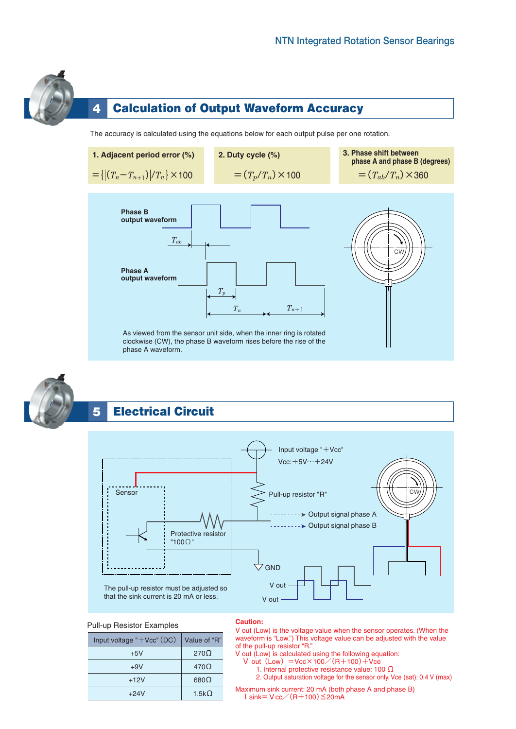## 4 Calculation of Output Waveform Accuracy

The accuracy is calculated using the equations below for each output pulse per one rotation.

**1. Adjacent period error (%)**

$$=\{|(T_n - T_{n+1})|/T_n\}\times 100$$

**2. Duty cycle (%)**

$$=(T_p/T_n)\times 100$$

**3. Phase shift between phase A and phase B (degrees)**

$$=(T_{ab}/T_n)\times 360$$

Phase B output waveform

Phase A output waveform

$T_{ab}$, $T_p$, $T_n$, $T_{n+1}$

CW

As viewed from the sensor unit side, when the inner ring is rotated clockwise (CW), the phase B waveform rises before the rise of the phase A waveform.

## 5 Electrical Circuit

Input voltage "＋Vcc"

Vcc:＋5V～＋24V

Sensor

Pull-up resistor "R"

Output signal phase A

Output signal phase B

Protective resistor "100Ω"

GND

V out

V out

CW

The pull-up resistor must be adjusted so that the sink current is 20 mA or less.

Pull-up Resistor Examples

| Input voltage "＋Vcc" (DC) | Value of "R" |
|---|---|
| +5V | 270Ω |
| +9V | 470Ω |
| +12V | 680Ω |
| +24V | 1.5kΩ |

**Caution:**

V out (Low) is the voltage value when the sensor operates. (When the waveform is "Low.") This voltage value can be adjusted with the value of the pull-up resistor "R."

V out (Low) is calculated using the following equation:

V out (Low) ＝Vcc×100／(R＋100)＋Vce

1. Internal protective resistance value: 100 Ω
2. Output saturation voltage for the sensor only. Vce (sat): 0.4 V (max)

Maximum sink current: 20 mA (both phase A and phase B)

I sink＝Vcc／(R＋100)≦20mA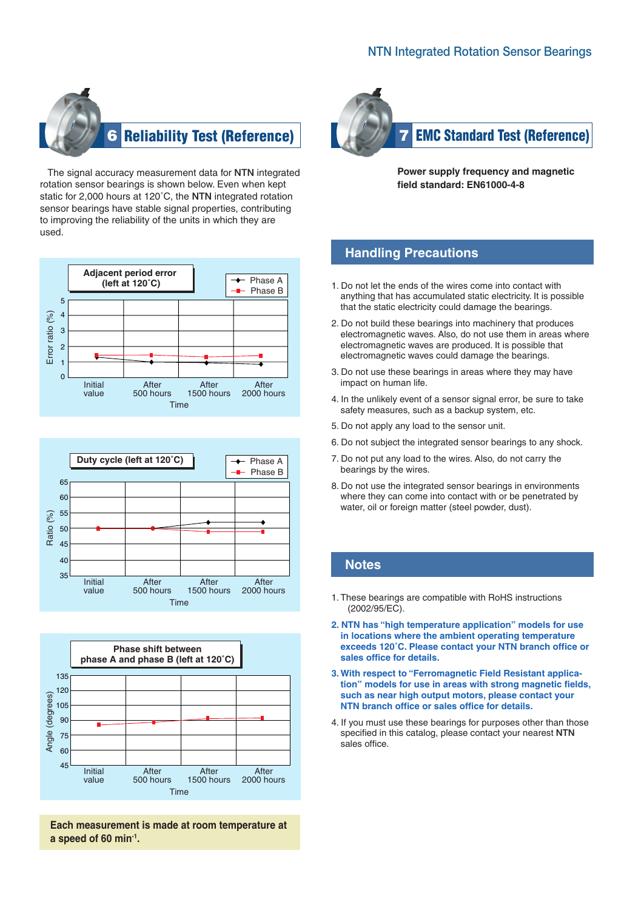## 6 Reliability Test (Reference)

The signal accuracy measurement data for **NTN** integrated rotation sensor bearings is shown below. Even when kept static for 2,000 hours at 120˚C, the **NTN** integrated rotation sensor bearings have stable signal properties, contributing to improving the reliability of the units in which they are used.

Adjacent period error (left at 120˚C)

Phase A
Phase B

Error ratio (%)
5
4
3
2
1
0

Initial value
After 500 hours
After 1500 hours
After 2000 hours
Time

Duty cycle (left at 120˚C)

Phase A
Phase B

Ratio (%)
65
60
55
50
45
40
35

Initial value
After 500 hours
After 1500 hours
After 2000 hours
Time

Phase shift between phase A and phase B (left at 120˚C)

Angle (degrees)
135
120
105
90
75
60
45

Initial value
After 500 hours
After 1500 hours
After 2000 hours
Time

**Each measurement is made at room temperature at a speed of 60 min$^{-1}$.**

## 7 EMC Standard Test (Reference)

**Power supply frequency and magnetic field standard: EN61000-4-8**

## Handling Precautions

1. Do not let the ends of the wires come into contact with anything that has accumulated static electricity. It is possible that the static electricity could damage the bearings.
2. Do not build these bearings into machinery that produces electromagnetic waves. Also, do not use them in areas where electromagnetic waves are produced. It is possible that electromagnetic waves could damage the bearings.
3. Do not use these bearings in areas where they may have impact on human life.
4. In the unlikely event of a sensor signal error, be sure to take safety measures, such as a backup system, etc.
5. Do not apply any load to the sensor unit.
6. Do not subject the integrated sensor bearings to any shock.
7. Do not put any load to the wires. Also, do not carry the bearings by the wires.
8. Do not use the integrated sensor bearings in environments where they can come into contact with or be penetrated by water, oil or foreign matter (steel powder, dust).

## Notes

1. These bearings are compatible with RoHS instructions (2002/95/EC).
2. **NTN has "high temperature application" models for use in locations where the ambient operating temperature exceeds 120˚C. Please contact your NTN branch office or sales office for details.**
3. **With respect to "Ferromagnetic Field Resistant application" models for use in areas with strong magnetic fields, such as near high output motors, please contact your NTN branch office or sales office for details.**
4. If you must use these bearings for purposes other than those specified in this catalog, please contact your nearest **NTN** sales office.